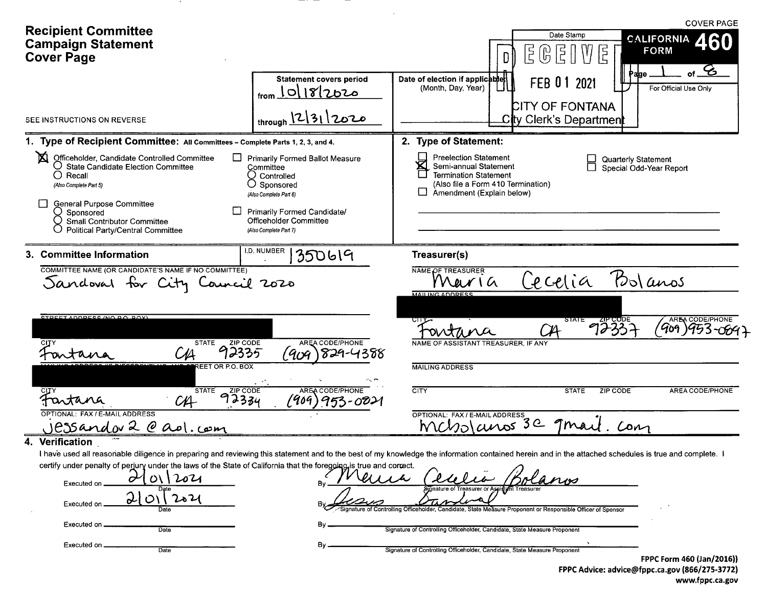# Recipient Committee Campaign Statement Cover Page

COVER PAGE

**CALIFORNIA FORM 460**

Page 1 of 8

For Official Use Only

SEE INSTRUCTIONS ON REVERSE

**Statement covers period**

from 10/18/2020

through 12/31/2020

**Date of election if applicable:** (Month, Day, Year)

Date Stamp

RECEIVED FEB 01 2021 CITY OF FONTANA City Clerk's Department

## 1. Type of Recipient Committee: All Committees – Complete Parts 1, 2, 3, and 4.

- [X] Officeholder, Candidate Controlled Committee
  - ○ State Candidate Election Committee
  - ○ Recall (Also Complete Part 5)
- [ ] General Purpose Committee
  - ○ Sponsored
  - ○ Small Contributor Committee
  - ○ Political Party/Central Committee
- [ ] Primarily Formed Ballot Measure Committee
  - ○ Controlled
  - ○ Sponsored (Also Complete Part 6)
- [ ] Primarily Formed Candidate/Officeholder Committee (Also Complete Part 7)

## 2. Type of Statement:

- [ ] Preelection Statement
- [X] Semi-annual Statement
- [ ] Termination Statement (Also file a Form 410 Termination)
- [ ] Amendment (Explain below)
- [ ] Quarterly Statement
- [ ] Special Odd-Year Report

## 3. Committee Information

I.D. NUMBER 1350619

COMMITTEE NAME (OR CANDIDATE'S NAME IF NO COMMITTEE)
Sandoval for City Council 2020

STREET ADDRESS (NO P.O. BOX)
[REDACTED]

| CITY | STATE | ZIP CODE | AREA CODE/PHONE |
|---|---|---|---|
| Fontana | CA | 92335 | (909) 829-4388 |

MAILING ADDRESS (IF DIFFERENT) NO. AND STREET OR P.O. BOX
[REDACTED]

| CITY | STATE | ZIP CODE | AREA CODE/PHONE |
|---|---|---|---|
| Fontana | CA | 92334 | (909) 953-0821 |

OPTIONAL: FAX / E-MAIL ADDRESS
jessandov2@aol.com

### Treasurer(s)

NAME OF TREASURER
Maria Cecelia Bolanos

MAILING ADDRESS
[REDACTED]

| CITY | STATE | ZIP CODE | AREA CODE/PHONE |
|---|---|---|---|
| Fontana | CA | 92337 | (909) 953-0897 |

NAME OF ASSISTANT TREASURER, IF ANY

MAILING ADDRESS

| CITY | STATE | ZIP CODE | AREA CODE/PHONE |
|---|---|---|---|
| | | | |

OPTIONAL: FAX / E-MAIL ADDRESS
mcbolanos3@gmail.com

## 4. Verification

I have used all reasonable diligence in preparing and reviewing this statement and to the best of my knowledge the information contained herein and in the attached schedules is true and complete. I certify under penalty of perjury under the laws of the State of California that the foregoing is true and correct.

Executed on 2/01/2021 Date By *Maria Cecelia Bolanos* Signature of Treasurer or Assistant Treasurer

Executed on 2/01/2021 Date By *Jesus Sandoval* Signature of Controlling Officeholder, Candidate, State Measure Proponent or Responsible Officer of Sponsor

Executed on ______ Date By ______ Signature of Controlling Officeholder, Candidate, State Measure Proponent

Executed on ______ Date By ______ Signature of Controlling Officeholder, Candidate, State Measure Proponent

**FPPC Form 460 (Jan/2016))**
**FPPC Advice: advice@fppc.ca.gov (866/275-3772)**
**www.fppc.ca.gov**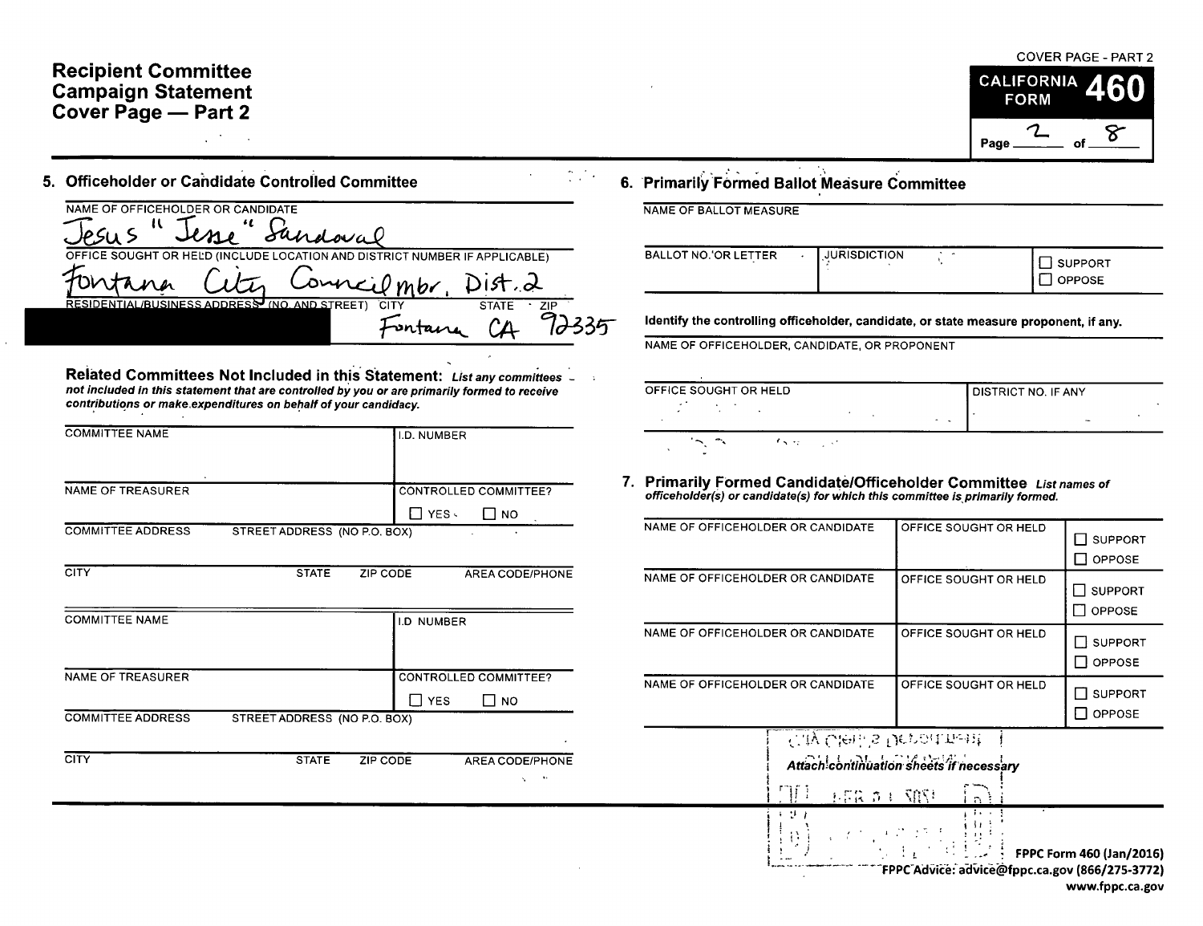# Recipient Committee Campaign Statement Cover Page — Part 2

COVER PAGE - PART 2

CALIFORNIA FORM **460**

Page 2 of 8

## 5. Officeholder or Candidate Controlled Committee

NAME OF OFFICEHOLDER OR CANDIDATE

Jesus "Jesse" Sandoval

OFFICE SOUGHT OR HELD (INCLUDE LOCATION AND DISTRICT NUMBER IF APPLICABLE)

Fontana City Councilmbr, Dist. 2

| RESIDENTIAL/BUSINESS ADDRESS (NO. AND STREET) | CITY | STATE | ZIP |
|---|---|---|---|
| [REDACTED] | Fontana | CA | 92335 |

**Related Committees Not Included in this Statement:** *List any committees not included in this statement that are controlled by you or are primarily formed to receive contributions or make expenditures on behalf of your candidacy.*

| COMMITTEE NAME | | | I.D. NUMBER |
|---|---|---|---|
| | | | |
| NAME OF TREASURER | | | CONTROLLED COMMITTEE? ☐ YES ☐ NO |
| COMMITTEE ADDRESS | STREET ADDRESS (NO P.O. BOX) | | |
| CITY | STATE | ZIP CODE | AREA CODE/PHONE |
| | | | |

| COMMITTEE NAME | | | I.D. NUMBER |
|---|---|---|---|
| | | | |
| NAME OF TREASURER | | | CONTROLLED COMMITTEE? ☐ YES ☐ NO |
| COMMITTEE ADDRESS | STREET ADDRESS (NO P.O. BOX) | | |
| CITY | STATE | ZIP CODE | AREA CODE/PHONE |
| | | | |

## 6. Primarily Formed Ballot Measure Committee

NAME OF BALLOT MEASURE

| BALLOT NO. OR LETTER | JURISDICTION | ☐ SUPPORT ☐ OPPOSE |
|---|---|---|
| | | |

**Identify the controlling officeholder, candidate, or state measure proponent, if any.**

NAME OF OFFICEHOLDER, CANDIDATE, OR PROPONENT

| OFFICE SOUGHT OR HELD | DISTRICT NO. IF ANY |
|---|---|
| | |

## 7. Primarily Formed Candidate/Officeholder Committee

*List names of officeholder(s) or candidate(s) for which this committee is primarily formed.*

| NAME OF OFFICEHOLDER OR CANDIDATE | OFFICE SOUGHT OR HELD | |
|---|---|---|
| | | ☐ SUPPORT ☐ OPPOSE |
| | | ☐ SUPPORT ☐ OPPOSE |
| | | ☐ SUPPORT ☐ OPPOSE |
| | | ☐ SUPPORT ☐ OPPOSE |

*Attach continuation sheets if necessary*

FPPC Form 460 (Jan/2016)
FPPC Advice: advice@fppc.ca.gov (866/275-3772)
www.fppc.ca.gov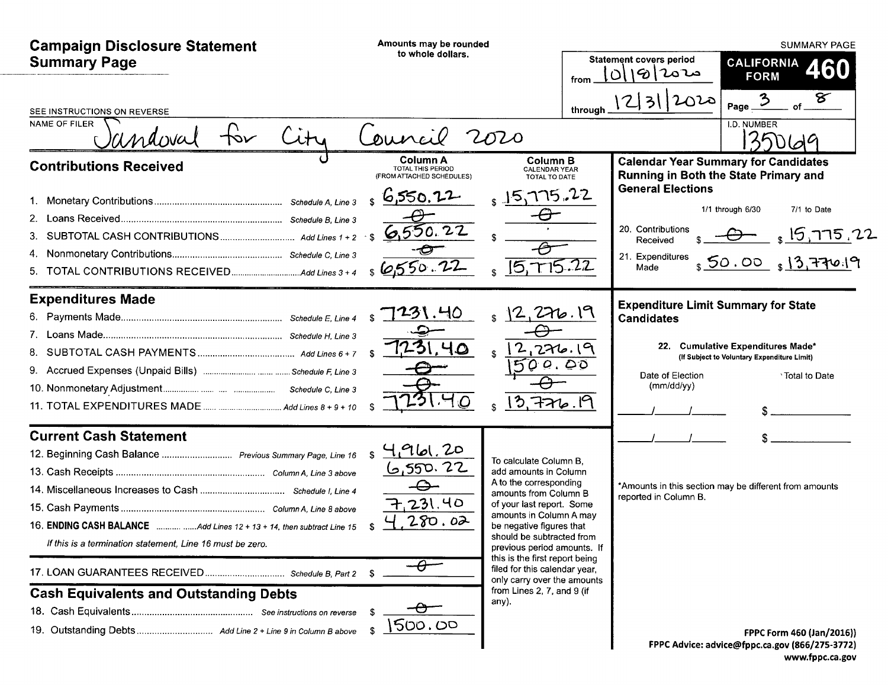# Campaign Disclosure Statement Summary Page

Amounts may be rounded to whole dollars.

**SUMMARY PAGE**

Statement covers period from 10/18/2020 through 12/31/2020

**CALIFORNIA FORM 460**

SEE INSTRUCTIONS ON REVERSE

NAME OF FILER: Sandoval for City Council 2020

I.D. NUMBER: 1350619

## Contributions Received

| | | Column A TOTAL THIS PERIOD (FROM ATTACHED SCHEDULES) | Column B CALENDAR YEAR TOTAL TO DATE |
|---|---|---|---|
| 1. Monetary Contributions | Schedule A, Line 3 | $ 6,550.22 | $ 15,775.22 |
| 2. Loans Received | Schedule B, Line 3 | -0- | -0- |
| 3. SUBTOTAL CASH CONTRIBUTIONS | Add Lines 1 + 2 | $ 6,550.22 | $ |
| 4. Nonmonetary Contributions | Schedule C, Line 3 | -0- | -0- |
| 5. TOTAL CONTRIBUTIONS RECEIVED | Add Lines 3 + 4 | $ 6,550.22 | $ 15,775.22 |

## Expenditures Made

| | | Column A | Column B |
|---|---|---|---|
| 6. Payments Made | Schedule E, Line 4 | $ 7231.40 | $ 12,276.19 |
| 7. Loans Made | Schedule H, Line 3 | -0- | -0- |
| 8. SUBTOTAL CASH PAYMENTS | Add Lines 6 + 7 | $ 7231.40 | $ 12,276.19 |
| 9. Accrued Expenses (Unpaid Bills) | Schedule F, Line 3 | -0- | 1500.00 |
| 10. Nonmonetary Adjustment | Schedule C, Line 3 | -0- | -0- |
| 11. TOTAL EXPENDITURES MADE | Add Lines 8 + 9 + 10 | $ 7231.40 | $ 13,776.19 |

## Current Cash Statement

| | | |
|---|---|---|
| 12. Beginning Cash Balance | Previous Summary Page, Line 16 | $ 4,961.20 |
| 13. Cash Receipts | Column A, Line 3 above | 6,550.22 |
| 14. Miscellaneous Increases to Cash | Schedule I, Line 4 | -0- |
| 15. Cash Payments | Column A, Line 8 above | 7,231.40 |
| 16. **ENDING CASH BALANCE** | Add Lines 12 + 13 + 14, then subtract Line 15 | $ 4,280.02 |

*If this is a termination statement, Line 16 must be zero.*

| | | |
|---|---|---|
| 17. LOAN GUARANTEES RECEIVED | Schedule B, Part 2 | $ -0- |

To calculate Column B, add amounts in Column A to the corresponding amounts from Column B of your last report. Some amounts in Column A may be negative figures that should be subtracted from previous period amounts. If this is the first report being filed for this calendar year, only carry over the amounts from Lines 2, 7, and 9 (if any).

## Cash Equivalents and Outstanding Debts

| | | |
|---|---|---|
| 18. Cash Equivalents | See instructions on reverse | $ -0- |
| 19. Outstanding Debts | Add Line 2 + Line 9 in Column B above | $ 1500.00 |

## Calendar Year Summary for Candidates Running in Both the State Primary and General Elections

| | 1/1 through 6/30 | 7/1 to Date |
|---|---|---|
| 20. Contributions Received | $ -0- | $ 15,775.22 |
| 21. Expenditures Made | $ 50.00 | $ 13,776.19 |

## Expenditure Limit Summary for State Candidates

22. **Cumulative Expenditures Made*** (If Subject to Voluntary Expenditure Limit)

| Date of Election (mm/dd/yy) | Total to Date |
|---|---|
| ___/___/___ | $ |
| ___/___/___ | $ |

*Amounts in this section may be different from amounts reported in Column B.

**FPPC Form 460 (Jan/2016))**
**FPPC Advice: advice@fppc.ca.gov (866/275-3772)**
**www.fppc.ca.gov**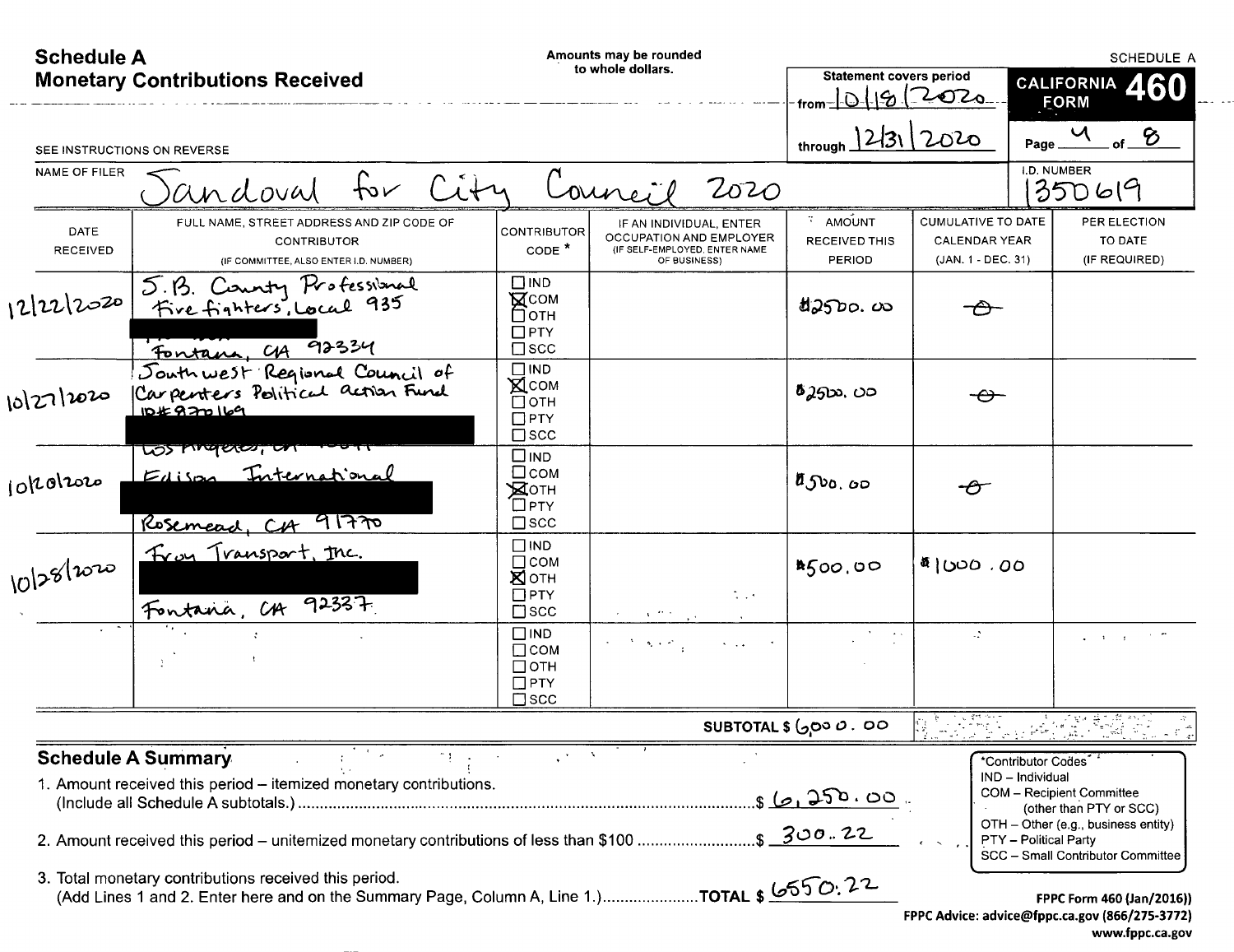# Schedule A
## Monetary Contributions Received

Amounts may be rounded to whole dollars.

SCHEDULE A

**CALIFORNIA FORM 460**

Statement covers period
from 10/18/2020
through 12/31/2020

Page 4 of 8

SEE INSTRUCTIONS ON REVERSE

NAME OF FILER: Sandoval for City Council 2020

I.D. NUMBER: 1350619

| DATE RECEIVED | FULL NAME, STREET ADDRESS AND ZIP CODE OF CONTRIBUTOR (IF COMMITTEE, ALSO ENTER I.D. NUMBER) | CONTRIBUTOR CODE * | IF AN INDIVIDUAL, ENTER OCCUPATION AND EMPLOYER (IF SELF-EMPLOYED, ENTER NAME OF BUSINESS) | AMOUNT RECEIVED THIS PERIOD | CUMULATIVE TO DATE CALENDAR YEAR (JAN. 1 - DEC. 31) | PER ELECTION TO DATE (IF REQUIRED) |
|---|---|---|---|---|---|---|
| 12/22/2020 | S.B. County Professional Fire fighters, Local 935 [REDACTED] Fontana, CA 92334 | ☐IND ☒COM ☐OTH ☐PTY ☐SCC | | $2500.00 | -0- | |
| 10/27/2020 | Southwest Regional Council of Carpenters Political Action Fund ID#920169 [REDACTED] Los Angeles, CA | ☐IND ☒COM ☐OTH ☐PTY ☐SCC | | $2500.00 | -0- | |
| 10/20/2020 | Edison International [REDACTED] Rosemead, CA 91770 | ☐IND ☐COM ☒OTH ☐PTY ☐SCC | | $500.00 | -0- | |
| 10/28/2020 | Froy Transport, Inc. [REDACTED] Fontana, CA 92337 | ☐IND ☐COM ☒OTH ☐PTY ☐SCC | | $500.00 | $1000.00 | |
| | | ☐IND ☐COM ☐OTH ☐PTY ☐SCC | | | | |
| | | | | **SUBTOTAL $** 6000.00 | | |

## Schedule A Summary

1. Amount received this period – itemized monetary contributions. (Include all Schedule A subtotals.) ........ $ 6,250.00
2. Amount received this period – unitemized monetary contributions of less than $100 ........ $ 300.22
3. Total monetary contributions received this period. (Add Lines 1 and 2. Enter here and on the Summary Page, Column A, Line 1.) ........ **TOTAL $** 6550.22

*Contributor Codes
IND – Individual
COM – Recipient Committee (other than PTY or SCC)
OTH – Other (e.g., business entity)
PTY – Political Party
SCC – Small Contributor Committee

FPPC Form 460 (Jan/2016))
FPPC Advice: advice@fppc.ca.gov (866/275-3772)
www.fppc.ca.gov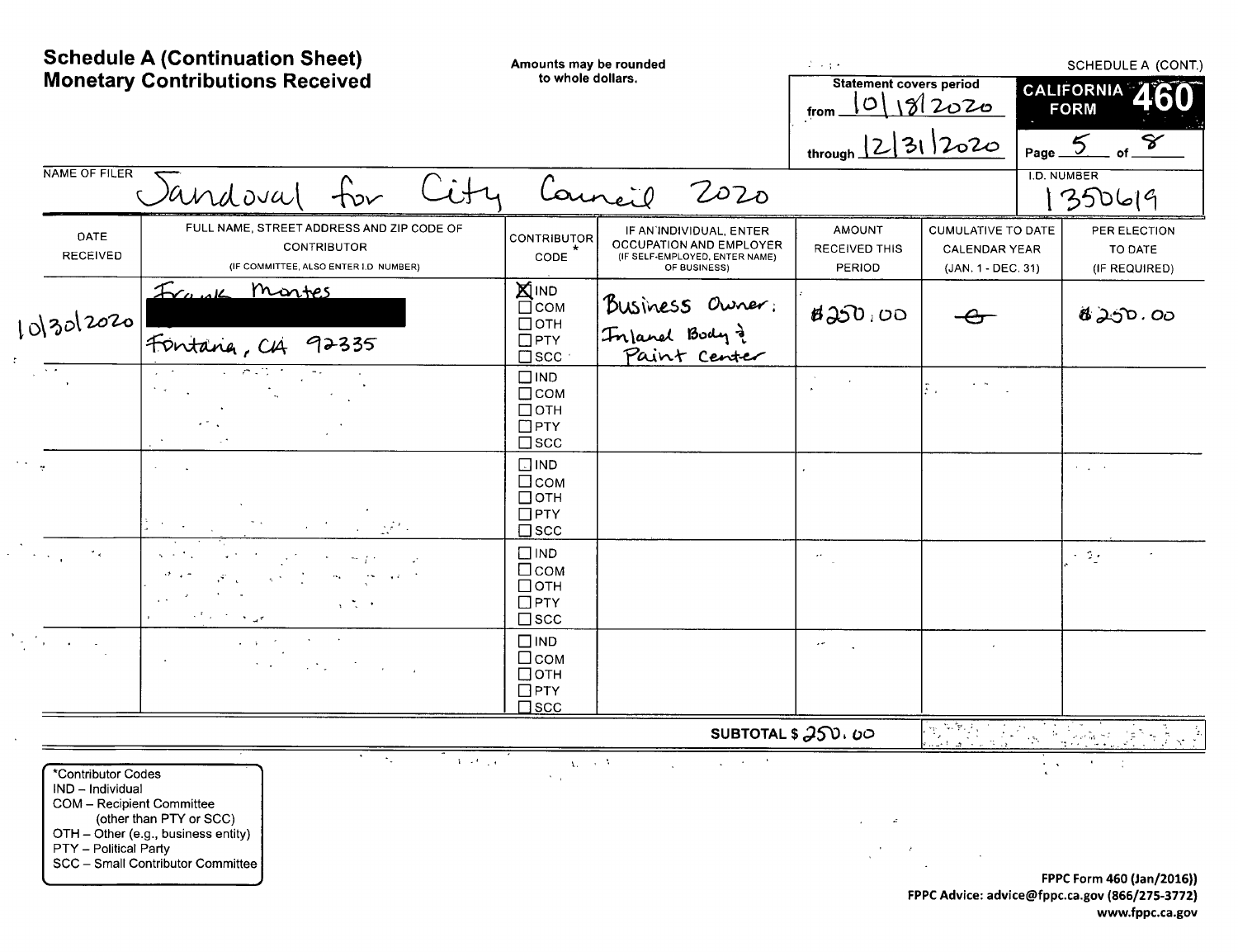# Schedule A (Continuation Sheet)
# Monetary Contributions Received

Amounts may be rounded to whole dollars.

SCHEDULE A (CONT.)

Statement covers period
from 10/18/2020
through 12/31/2020

**CALIFORNIA FORM 460**

Page 5 of 8

NAME OF FILER: Sandoval for City Council 2020

I.D. NUMBER: 1350619

| DATE RECEIVED | FULL NAME, STREET ADDRESS AND ZIP CODE OF CONTRIBUTOR (IF COMMITTEE, ALSO ENTER I.D. NUMBER) | CONTRIBUTOR CODE * | IF AN INDIVIDUAL, ENTER OCCUPATION AND EMPLOYER (IF SELF-EMPLOYED, ENTER NAME OF BUSINESS) | AMOUNT RECEIVED THIS PERIOD | CUMULATIVE TO DATE CALENDAR YEAR (JAN. 1 - DEC. 31) | PER ELECTION TO DATE (IF REQUIRED) |
|---|---|---|---|---|---|---|
| 10/30/2020 | Frank Montes<br>[REDACTED]<br>Fontana, CA 92335 | ☒ IND ☐ COM ☐ OTH ☐ PTY ☐ SCC | Business Owner: Inland Body & Paint Center | $250.00 | -0- | $250.00 |
| | | ☐ IND ☐ COM ☐ OTH ☐ PTY ☐ SCC | | | | |
| | | ☐ IND ☐ COM ☐ OTH ☐ PTY ☐ SCC | | | | |
| | | ☐ IND ☐ COM ☐ OTH ☐ PTY ☐ SCC | | | | |
| | | ☐ IND ☐ COM ☐ OTH ☐ PTY ☐ SCC | | | | |
| | | | SUBTOTAL $ | 250.00 | | |

*Contributor Codes
- IND – Individual
- COM – Recipient Committee (other than PTY or SCC)
- OTH – Other (e.g., business entity)
- PTY – Political Party
- SCC – Small Contributor Committee

FPPC Form 460 (Jan/2016))
FPPC Advice: advice@fppc.ca.gov (866/275-3772)
www.fppc.ca.gov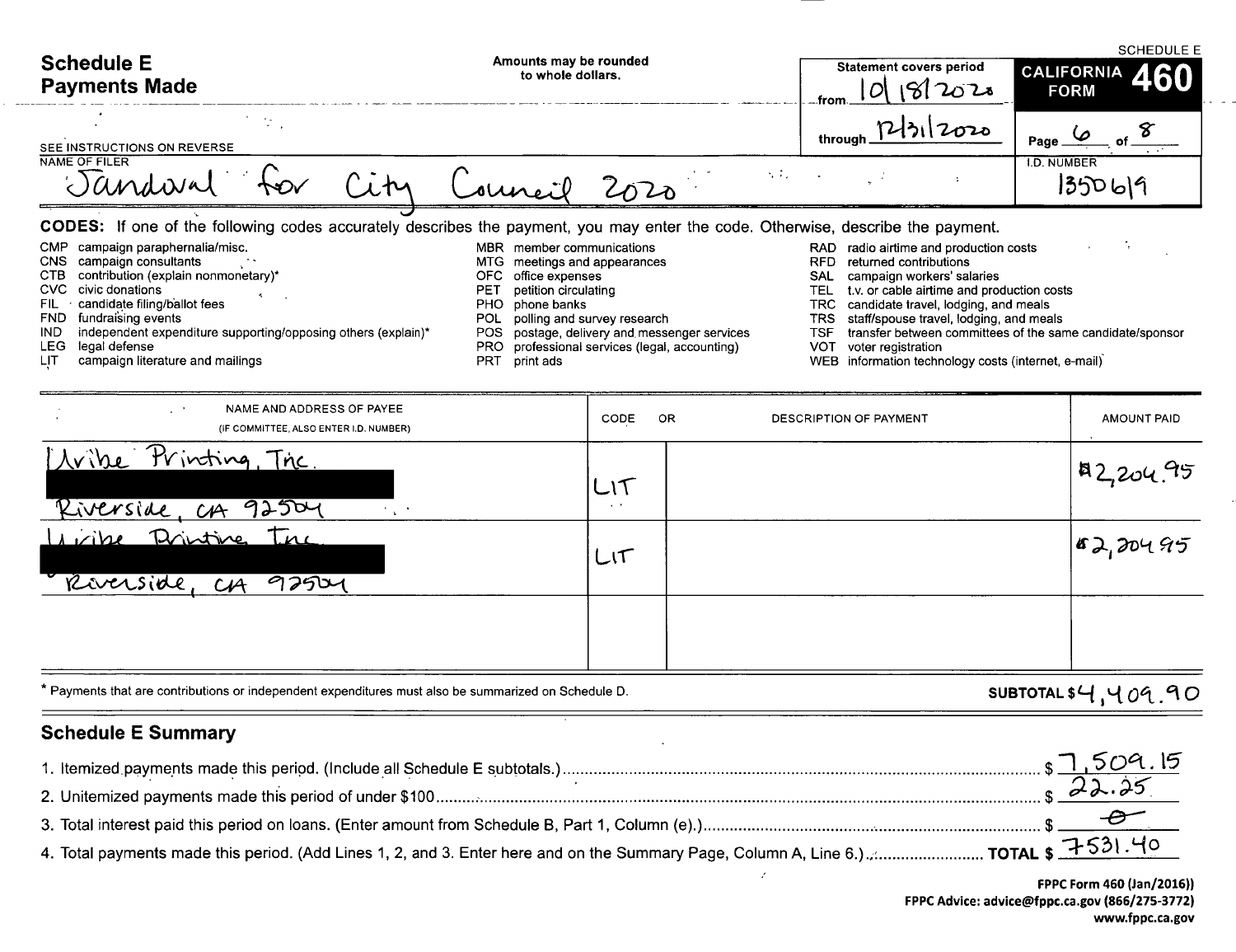SCHEDULE E

# Schedule E
## Payments Made

Amounts may be rounded to whole dollars.

SEE INSTRUCTIONS ON REVERSE

| Statement covers period | CALIFORNIA FORM 460 |
|---|---|
| from 10/18/2020 | |
| through 12/31/2020 | Page 6 of 8 |

NAME OF FILER: Sandoval for City Council 2020

I.D. NUMBER: 1350619

**CODES:** If one of the following codes accurately describes the payment, you may enter the code. Otherwise, describe the payment.

- CMP campaign paraphernalia/misc.
- CNS campaign consultants
- CTB contribution (explain nonmonetary)*
- CVC civic donations
- FIL candidate filing/ballot fees
- FND fundraising events
- IND independent expenditure supporting/opposing others (explain)*
- LEG legal defense
- LIT campaign literature and mailings
- MBR member communications
- MTG meetings and appearances
- OFC office expenses
- PET petition circulating
- PHO phone banks
- POL polling and survey research
- POS postage, delivery and messenger services
- PRO professional services (legal, accounting)
- PRT print ads
- RAD radio airtime and production costs
- RFD returned contributions
- SAL campaign workers' salaries
- TEL t.v. or cable airtime and production costs
- TRC candidate travel, lodging, and meals
- TRS staff/spouse travel, lodging, and meals
- TSF transfer between committees of the same candidate/sponsor
- VOT voter registration
- WEB information technology costs (internet, e-mail)

| NAME AND ADDRESS OF PAYEE (IF COMMITTEE, ALSO ENTER I.D. NUMBER) | CODE | OR DESCRIPTION OF PAYMENT | AMOUNT PAID |
|---|---|---|---|
| Uribe Printing, Inc. [REDACTED] Riverside, CA 92504 | LIT | | $2,204.95 |
| Uribe Printing Inc. [REDACTED] Riverside, CA 92504 | LIT | | $2,204.95 |
| | | | |

\* Payments that are contributions or independent expenditures must also be summarized on Schedule D.

**SUBTOTAL $4,409.90**

## Schedule E Summary

1. Itemized payments made this period. (Include all Schedule E subtotals.) $ 7,509.15
2. Unitemized payments made this period of under $100 $ 22.25
3. Total interest paid this period on loans. (Enter amount from Schedule B, Part 1, Column (e).) $ -0-
4. Total payments made this period. (Add Lines 1, 2, and 3. Enter here and on the Summary Page, Column A, Line 6.) **TOTAL $** 7531.40

FPPC Form 460 (Jan/2016))
FPPC Advice: advice@fppc.ca.gov (866/275-3772)
www.fppc.ca.gov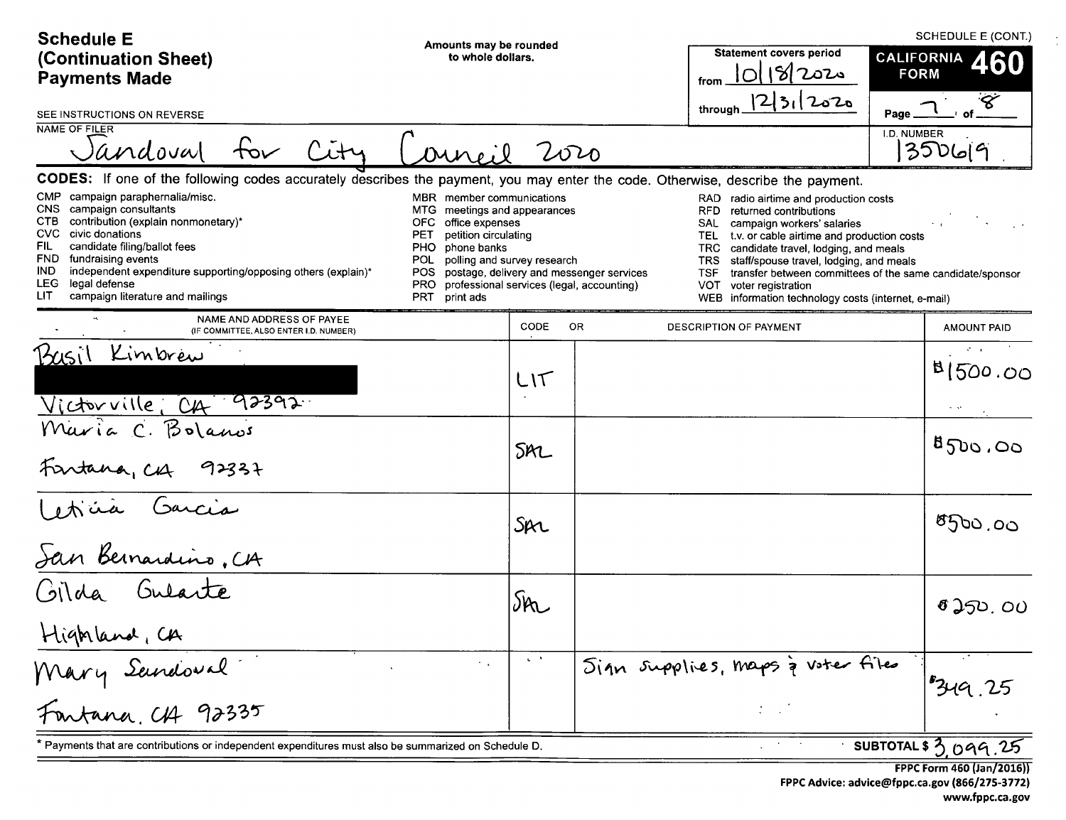# Schedule E (Continuation Sheet) Payments Made

Amounts may be rounded to whole dollars.

SEE INSTRUCTIONS ON REVERSE

SCHEDULE E (CONT.)

**CALIFORNIA FORM 460**

Statement covers period from 10/18/2020 through 12/31/2020

Page 7 of 8

NAME OF FILER: Sandoval for City Council 2020

I.D. NUMBER: 1350619

**CODES:** If one of the following codes accurately describes the payment, you may enter the code. Otherwise, describe the payment.

- CMP campaign paraphernalia/misc.
- CNS campaign consultants
- CTB contribution (explain nonmonetary)*
- CVC civic donations
- FIL candidate filing/ballot fees
- FND fundraising events
- IND independent expenditure supporting/opposing others (explain)*
- LEG legal defense
- LIT campaign literature and mailings
- MBR member communications
- MTG meetings and appearances
- OFC office expenses
- PET petition circulating
- PHO phone banks
- POL polling and survey research
- POS postage, delivery and messenger services
- PRO professional services (legal, accounting)
- PRT print ads
- RAD radio airtime and production costs
- RFD returned contributions
- SAL campaign workers' salaries
- TEL t.v. or cable airtime and production costs
- TRC candidate travel, lodging, and meals
- TRS staff/spouse travel, lodging, and meals
- TSF transfer between committees of the same candidate/sponsor
- VOT voter registration
- WEB information technology costs (internet, e-mail)

| NAME AND ADDRESS OF PAYEE (IF COMMITTEE, ALSO ENTER I.D. NUMBER) | CODE | OR DESCRIPTION OF PAYMENT | AMOUNT PAID |
|---|---|---|---|
| Basil Kimbrew [REDACTED] Victorville, CA 92392 | LIT | | $1500.00 |
| Maria C. Bolanos Fontana, CA 92337 | SAL | | $500.00 |
| Leticia Garcia San Bernardino, CA | SAL | | $500.00 |
| Gilda Gularte Highland, CA | SAL | | $250.00 |
| Mary Sandoval Fontana, CA 92335 | | Sign supplies, maps & voter files | $349.25 |

\* Payments that are contributions or independent expenditures must also be summarized on Schedule D.

SUBTOTAL $ 3,099.25

FPPC Form 460 (Jan/2016))
FPPC Advice: advice@fppc.ca.gov (866/275-3772)
www.fppc.ca.gov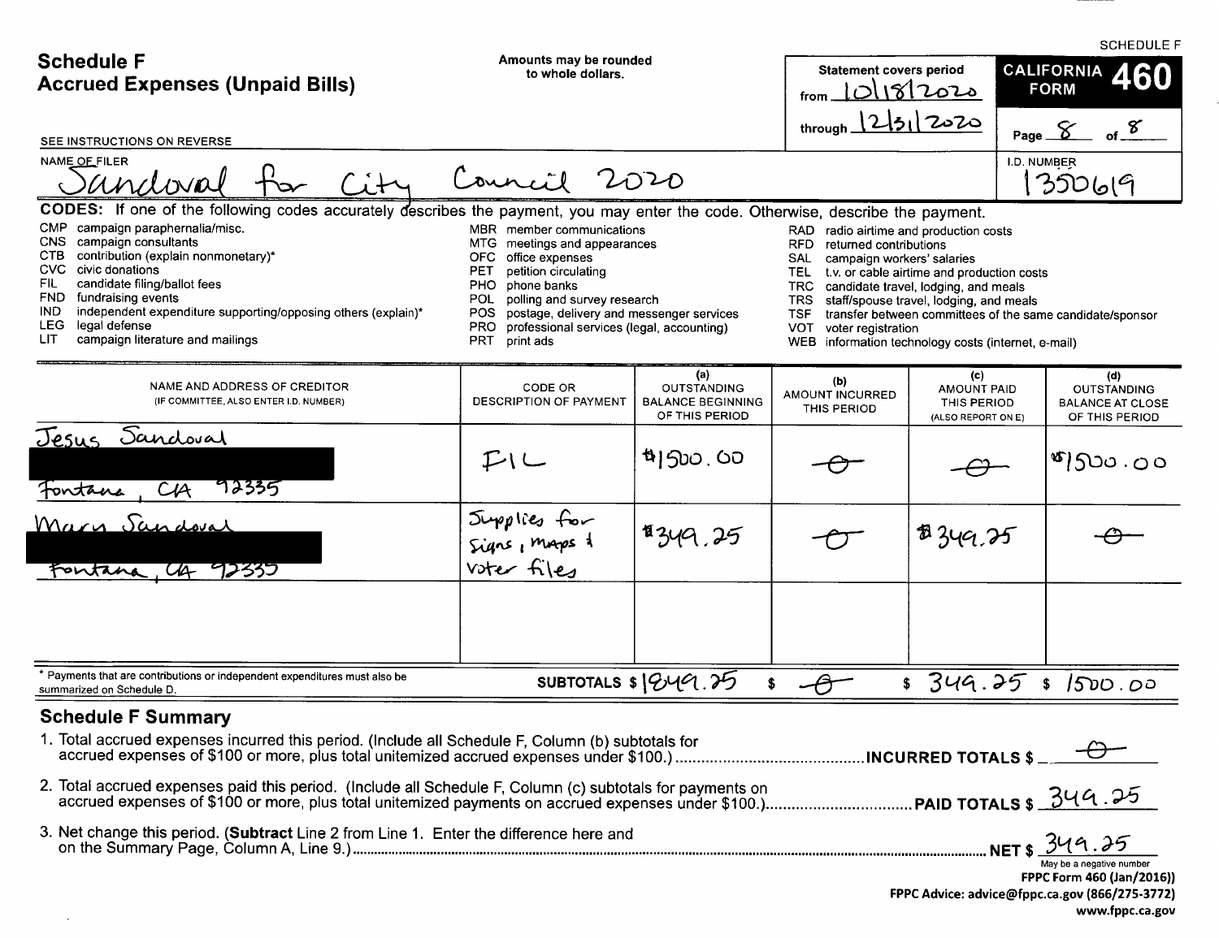SCHEDULE F

## Schedule F
## Accrued Expenses (Unpaid Bills)

Amounts may be rounded to whole dollars.

Statement covers period from 10/18/2020 through 12/31/2020

**CALIFORNIA FORM 460**

Page 8 of 8

SEE INSTRUCTIONS ON REVERSE

NAME OF FILER: Sandoval for City Council 2020

I.D. NUMBER: 1350619

**CODES:** If one of the following codes accurately describes the payment, you may enter the code. Otherwise, describe the payment.

- CMP campaign paraphernalia/misc.
- CNS campaign consultants
- CTB contribution (explain nonmonetary)*
- CVC civic donations
- FIL candidate filing/ballot fees
- FND fundraising events
- IND independent expenditure supporting/opposing others (explain)*
- LEG legal defense
- LIT campaign literature and mailings
- MBR member communications
- MTG meetings and appearances
- OFC office expenses
- PET petition circulating
- PHO phone banks
- POL polling and survey research
- POS postage, delivery and messenger services
- PRO professional services (legal, accounting)
- PRT print ads
- RAD radio airtime and production costs
- RFD returned contributions
- SAL campaign workers' salaries
- TEL t.v. or cable airtime and production costs
- TRC candidate travel, lodging, and meals
- TRS staff/spouse travel, lodging, and meals
- TSF transfer between committees of the same candidate/sponsor
- VOT voter registration
- WEB information technology costs (internet, e-mail)

| NAME AND ADDRESS OF CREDITOR (IF COMMITTEE, ALSO ENTER I.D. NUMBER) | CODE OR DESCRIPTION OF PAYMENT | (a) OUTSTANDING BALANCE BEGINNING OF THIS PERIOD | (b) AMOUNT INCURRED THIS PERIOD | (c) AMOUNT PAID THIS PERIOD (ALSO REPORT ON E) | (d) OUTSTANDING BALANCE AT CLOSE OF THIS PERIOD |
|---|---|---|---|---|---|
| Jesus Sandoval [REDACTED] Fontana, CA 92335 | FIL | $1500.00 | -0- | -0- | $1500.00 |
| Mary Sandoval [REDACTED] Fontana, CA 92335 | Supplies for Signs, Maps & voter files | $349.25 | -0- | $349.25 | -0- |
| | | | | | |
| * Payments that are contributions or independent expenditures must also be summarized on Schedule D. | SUBTOTALS | $1849.25 | $ -0- | $ 349.25 | $ 1500.00 |

## Schedule F Summary

1. Total accrued expenses incurred this period. (Include all Schedule F, Column (b) subtotals for accrued expenses of $100 or more, plus total unitemized accrued expenses under $100.) **INCURRED TOTALS $** -0-
2. Total accrued expenses paid this period. (Include all Schedule F, Column (c) subtotals for payments on accrued expenses of $100 or more, plus total unitemized payments on accrued expenses under $100.) **PAID TOTALS $** 349.25
3. Net change this period. (**Subtract** Line 2 from Line 1. Enter the difference here and on the Summary Page, Column A, Line 9.) **NET $** 349.25

May be a negative number

FPPC Form 460 (Jan/2016))
FPPC Advice: advice@fppc.ca.gov (866/275-3772)
www.fppc.ca.gov